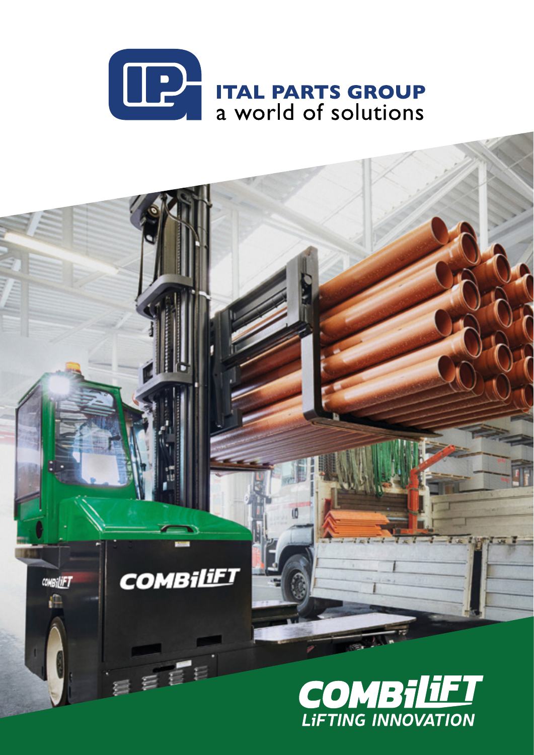# ITAL PARTS GROUP
a world of solutions

# COMBiLiFT
LiFTING INNOVATION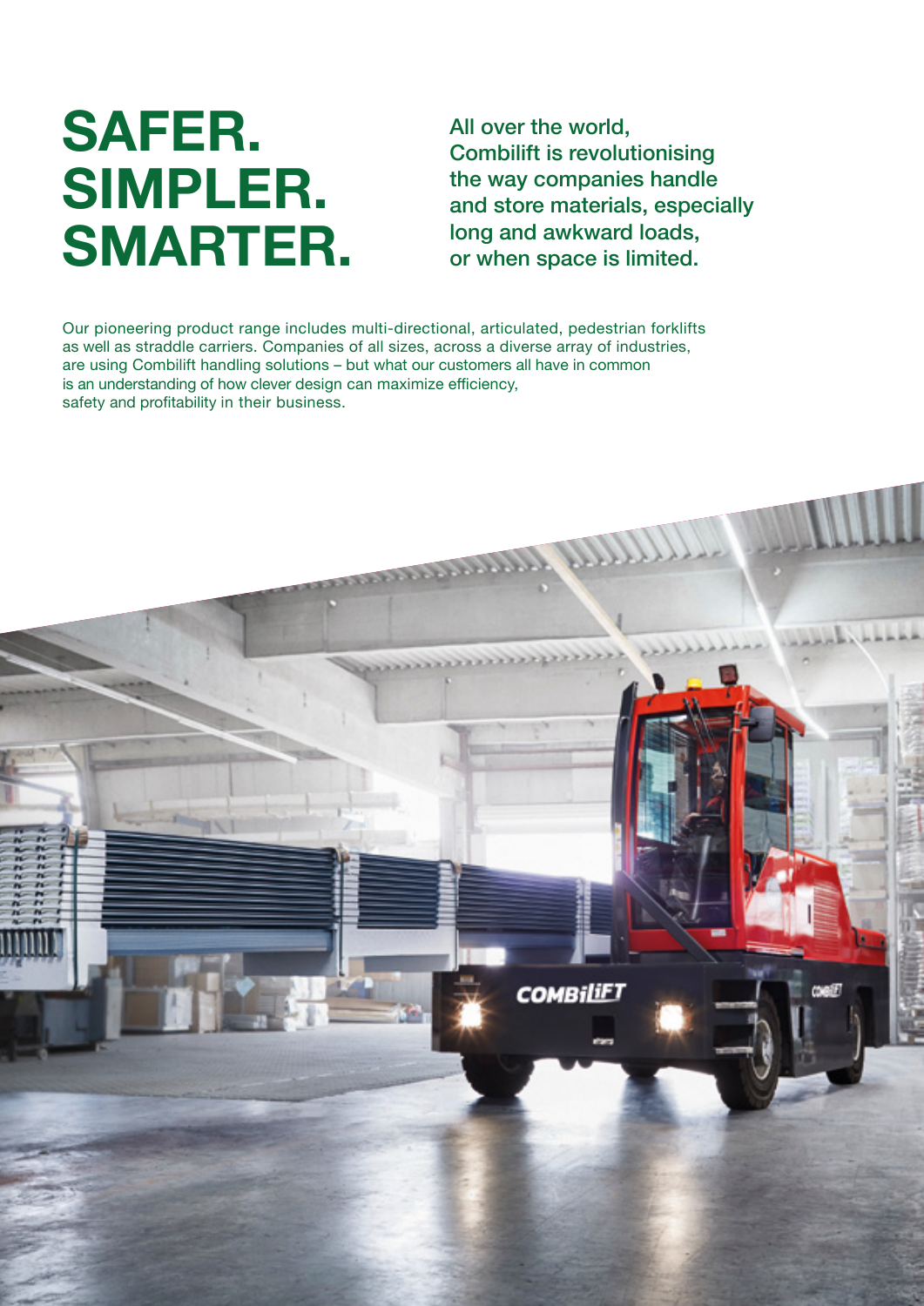# SAFER. SIMPLER. SMARTER.

**All over the world, Combilift is revolutionising the way companies handle and store materials, especially long and awkward loads, or when space is limited.**

Our pioneering product range includes multi-directional, articulated, pedestrian forklifts as well as straddle carriers. Companies of all sizes, across a diverse array of industries, are using Combilift handling solutions – but what our customers all have in common is an understanding of how clever design can maximize efficiency, safety and profitability in their business.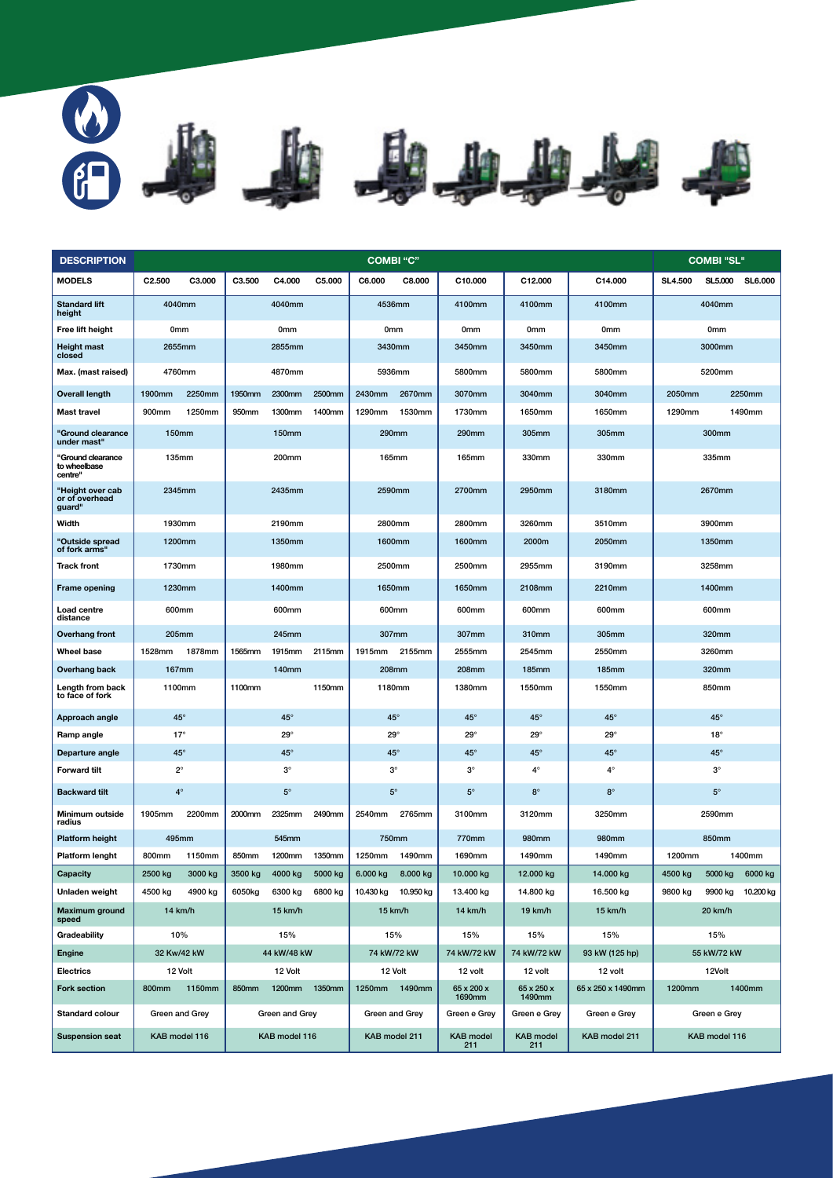| DESCRIPTION | COMBI "C" | | | | | | | | | | COMBI "SL" | | |
|---|---|---|---|---|---|---|---|---|---|---|---|---|---|
| **MODELS** | C2.500 | C3.000 | C3.500 | C4.000 | C5.000 | C6.000 | C8.000 | C10.000 | C12.000 | C14.000 | SL4.500 | SL5.000 | SL6.000 |
| **Standard lift height** | 4040mm | | 4040mm | | | 4536mm | | 4100mm | 4100mm | 4100mm | 4040mm | | |
| **Free lift height** | 0mm | | 0mm | | | 0mm | | 0mm | 0mm | 0mm | 0mm | | |
| **Height mast closed** | 2655mm | | 2855mm | | | 3430mm | | 3450mm | 3450mm | 3450mm | 3000mm | | |
| **Max. (mast raised)** | 4760mm | | 4870mm | | | 5936mm | | 5800mm | 5800mm | 5800mm | 5200mm | | |
| **Overall length** | 1900mm | 2250mm | 1950mm | 2300mm | 2500mm | 2430mm | 2670mm | 3070mm | 3040mm | 3040mm | 2050mm | 2250mm | |
| **Mast travel** | 900mm | 1250mm | 950mm | 1300mm | 1400mm | 1290mm | 1530mm | 1730mm | 1650mm | 1650mm | 1290mm | 1490mm | |
| **"Ground clearance under mast"** | 150mm | | 150mm | | | 290mm | | 290mm | 305mm | 305mm | 300mm | | |
| **"Ground clearance to wheelbase centre"** | 135mm | | 200mm | | | 165mm | | 165mm | 330mm | 330mm | 335mm | | |
| **"Height over cab or of overhead guard"** | 2345mm | | 2435mm | | | 2590mm | | 2700mm | 2950mm | 3180mm | 2670mm | | |
| **Width** | 1930mm | | 2190mm | | | 2800mm | | 2800mm | 3260mm | 3510mm | 3900mm | | |
| **"Outside spread of fork arms"** | 1200mm | | 1350mm | | | 1600mm | | 1600mm | 2000m | 2050mm | 1350mm | | |
| **Track front** | 1730mm | | 1980mm | | | 2500mm | | 2500mm | 2955mm | 3190mm | 3258mm | | |
| **Frame opening** | 1230mm | | 1400mm | | | 1650mm | | 1650mm | 2108mm | 2210mm | 1400mm | | |
| **Load centre distance** | 600mm | | 600mm | | | 600mm | | 600mm | 600mm | 600mm | 600mm | | |
| **Overhang front** | 205mm | | 245mm | | | 307mm | | 307mm | 310mm | 305mm | 320mm | | |
| **Wheel base** | 1528mm | 1878mm | 1565mm | 1915mm | 2115mm | 1915mm | 2155mm | 2555mm | 2545mm | 2550mm | 3260mm | | |
| **Overhang back** | 167mm | | 140mm | | | 208mm | | 208mm | 185mm | 185mm | 320mm | | |
| **Length from back to face of fork** | 1100mm | | 1100mm | | 1150mm | 1180mm | | 1380mm | 1550mm | 1550mm | 850mm | | |
| **Approach angle** | 45° | | 45° | | | 45° | | 45° | 45° | 45° | 45° | | |
| **Ramp angle** | 17° | | 29° | | | 29° | | 29° | 29° | 29° | 18° | | |
| **Departure angle** | 45° | | 45° | | | 45° | | 45° | 45° | 45° | 45° | | |
| **Forward tilt** | 2° | | 3° | | | 3° | | 3° | 4° | 4° | 3° | | |
| **Backward tilt** | 4° | | 5° | | | 5° | | 5° | 8° | 8° | 5° | | |
| **Minimum outside radius** | 1905mm | 2200mm | 2000mm | 2325mm | 2490mm | 2540mm | 2765mm | 3100mm | 3120mm | 3250mm | 2590mm | | |
| **Platform height** | 495mm | | 545mm | | | 750mm | | 770mm | 980mm | 980mm | 850mm | | |
| **Platform lenght** | 800mm | 1150mm | 850mm | 1200mm | 1350mm | 1250mm | 1490mm | 1690mm | 1490mm | 1490mm | 1200mm | 1400mm | |
| **Capacity** | 2500 kg | 3000 kg | 3500 kg | 4000 kg | 5000 kg | 6.000 kg | 8.000 kg | 10.000 kg | 12.000 kg | 14.000 kg | 4500 kg | 5000 kg | 6000 kg |
| **Unladen weight** | 4500 kg | 4900 kg | 6050kg | 6300 kg | 6800 kg | 10.430 kg | 10.950 kg | 13.400 kg | 14.800 kg | 16.500 kg | 9800 kg | 9900 kg | 10.200 kg |
| **Maximum ground speed** | 14 km/h | | 15 km/h | | | 15 km/h | | 14 km/h | 19 km/h | 15 km/h | 20 km/h | | |
| **Gradeability** | 10% | | 15% | | | 15% | | 15% | 15% | 15% | 15% | | |
| **Engine** | 32 Kw/42 kW | | 44 kW/48 kW | | | 74 kW/72 kW | | 74 kW/72 kW | 74 kW/72 kW | 93 kW (125 hp) | 55 kW/72 kW | | |
| **Electrics** | 12 Volt | | 12 Volt | | | 12 Volt | | 12 volt | 12 volt | 12 volt | 12Volt | | |
| **Fork section** | 800mm | 1150mm | 850mm | 1200mm | 1350mm | 1250mm | 1490mm | 65 x 200 x 1690mm | 65 x 250 x 1490mm | 65 x 250 x 1490mm | 1200mm | 1400mm | |
| **Standard colour** | Green and Grey | | Green and Grey | | | Green and Grey | | Green e Grey | Green e Grey | Green e Grey | Green e Grey | | |
| **Suspension seat** | KAB model 116 | | KAB model 116 | | | KAB model 211 | | KAB model 211 | KAB model 211 | KAB model 211 | KAB model 116 | | |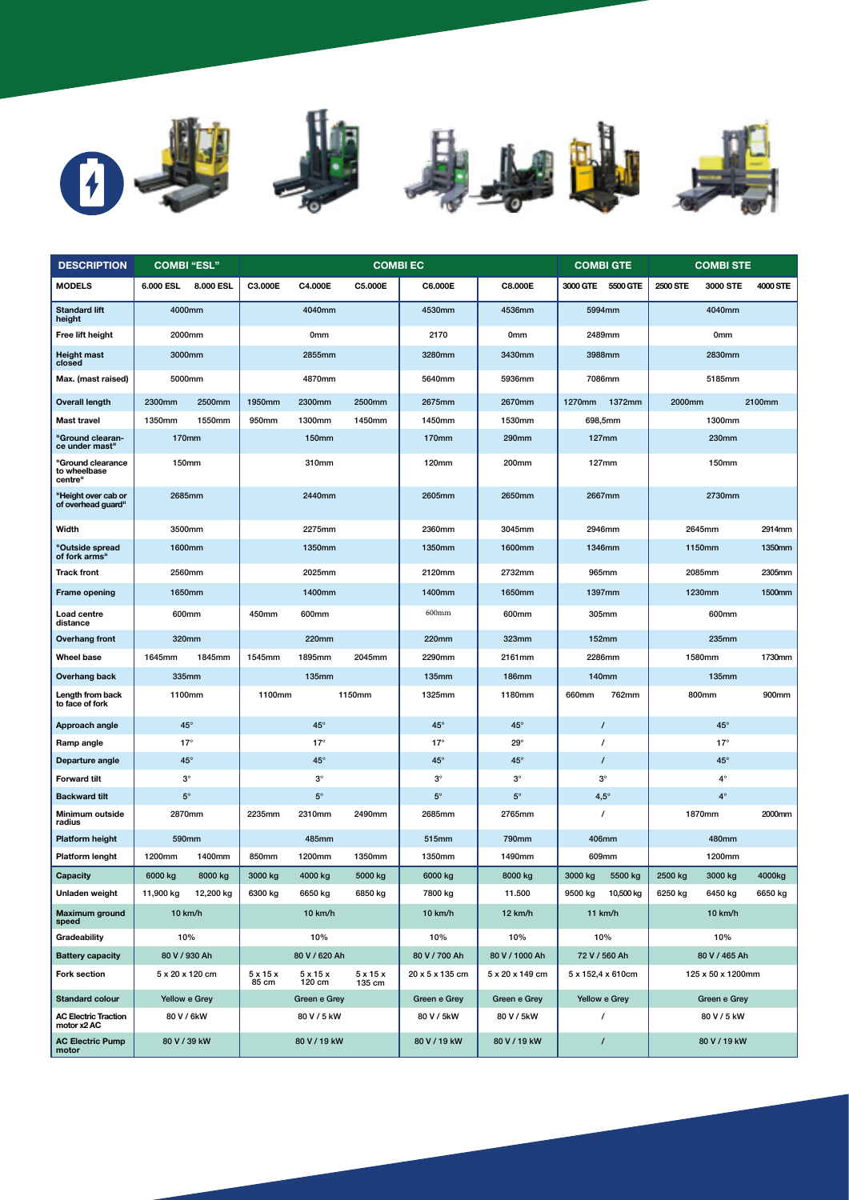| DESCRIPTION | COMBI "ESL" | | COMBI EC | | | | | COMBI GTE | | COMBI STE | | |
|---|---|---|---|---|---|---|---|---|---|---|---|---|
| MODELS | 6.000 ESL | 8.000 ESL | C3.000E | C4.000E | C5.000E | C6.000E | C8.000E | 3000 GTE | 5500 GTE | 2500 STE | 3000 STE | 4000 STE |
| Standard lift height | 4000mm | | 4040mm | | | 4530mm | 4536mm | 5994mm | | 4040mm | | |
| Free lift height | 2000mm | | 0mm | | | 2170 | 0mm | 2489mm | | 0mm | | |
| Height mast closed | 3000mm | | 2855mm | | | 3280mm | 3430mm | 3988mm | | 2830mm | | |
| Max. (mast raised) | 5000mm | | 4870mm | | | 5640mm | 5936mm | 7086mm | | 5185mm | | |
| Overall length | 2300mm | 2500mm | 1950mm | 2300mm | 2500mm | 2675mm | 2670mm | 1270mm | 1372mm | 2000mm | | 2100mm |
| Mast travel | 1350mm | 1550mm | 950mm | 1300mm | 1450mm | 1450mm | 1530mm | 698,5mm | | 1300mm | | |
| "Ground clearance under mast" | 170mm | | 150mm | | | 170mm | 290mm | 127mm | | 230mm | | |
| "Ground clearance to wheelbase centre" | 150mm | | 310mm | | | 120mm | 200mm | 127mm | | 150mm | | |
| "Height over cab or of overhead guard" | 2685mm | | 2440mm | | | 2605mm | 2650mm | 2667mm | | 2730mm | | |
| Width | 3500mm | | 2275mm | | | 2360mm | 3045mm | 2946mm | | 2645mm | | 2914mm |
| "Outside spread of fork arms" | 1600mm | | 1350mm | | | 1350mm | 1600mm | 1346mm | | 1150mm | | 1350mm |
| Track front | 2560mm | | 2025mm | | | 2120mm | 2732mm | 965mm | | 2085mm | | 2305mm |
| Frame opening | 1650mm | | 1400mm | | | 1400mm | 1650mm | 1397mm | | 1230mm | | 1500mm |
| Load centre distance | 600mm | | 450mm | 600mm | | 600mm | 600mm | 305mm | | 600mm | | |
| Overhang front | 320mm | | 220mm | | | 220mm | 323mm | 152mm | | 235mm | | |
| Wheel base | 1645mm | 1845mm | 1545mm | 1895mm | 2045mm | 2290mm | 2161mm | 2286mm | | 1580mm | | 1730mm |
| Overhang back | 335mm | | 135mm | | | 135mm | 186mm | 140mm | | 135mm | | |
| Length from back to face of fork | 1100mm | | 1100mm | | 1150mm | 1325mm | 1180mm | 660mm | 762mm | 800mm | | 900mm |
| Approach angle | 45° | | 45° | | | 45° | 45° | / | | 45° | | |
| Ramp angle | 17° | | 17° | | | 17° | 29° | / | | 17° | | |
| Departure angle | 45° | | 45° | | | 45° | 45° | / | | 45° | | |
| Forward tilt | 3° | | 3° | | | 3° | 3° | 3° | | 4° | | |
| Backward tilt | 5° | | 5° | | | 5° | 5° | 4,5° | | 4° | | |
| Minimum outside radius | 2870mm | | 2235mm | 2310mm | 2490mm | 2685mm | 2765mm | / | | 1870mm | | 2000mm |
| Platform height | 590mm | | 485mm | | | 515mm | 790mm | 406mm | | 480mm | | |
| Platform lenght | 1200mm | 1400mm | 850mm | 1200mm | 1350mm | 1350mm | 1490mm | 609mm | | 1200mm | | |
| Capacity | 6000 kg | 8000 kg | 3000 kg | 4000 kg | 5000 kg | 6000 kg | 8000 kg | 3000 kg | 5500 kg | 2500 kg | 3000 kg | 4000kg |
| Unladen weight | 11,900 kg | 12,200 kg | 6300 kg | 6650 kg | 6850 kg | 7800 kg | 11.500 | 9500 kg | 10,500 kg | 6250 kg | 6450 kg | 6650 kg |
| Maximum ground speed | 10 km/h | | 10 km/h | | | 10 km/h | 12 km/h | 11 km/h | | 10 km/h | | |
| Gradeability | 10% | | 10% | | | 10% | 10% | 10% | | 10% | | |
| Battery capacity | 80 V / 930 Ah | | 80 V / 620 Ah | | | 80 V / 700 Ah | 80 V / 1000 Ah | 72 V / 560 Ah | | 80 V / 465 Ah | | |
| Fork section | 5 x 20 x 120 cm | | 5 x 15 x 85 cm | 5 x 15 x 120 cm | 5 x 15 x 135 cm | 20 x 5 x 135 cm | 5 x 20 x 149 cm | 5 x 152,4 x 610cm | | 125 x 50 x 1200mm | | |
| Standard colour | Yellow e Grey | | Green e Grey | | | Green e Grey | Green e Grey | Yellow e Grey | | Green e Grey | | |
| AC Electric Traction motor x2 AC | 80 V / 6kW | | 80 V / 5 kW | | | 80 V / 5kW | 80 V / 5kW | / | | 80 V / 5 kW | | |
| AC Electric Pump motor | 80 V / 39 kW | | 80 V / 19 kW | | | 80 V / 19 kW | 80 V / 19 kW | / | | 80 V / 19 kW | | |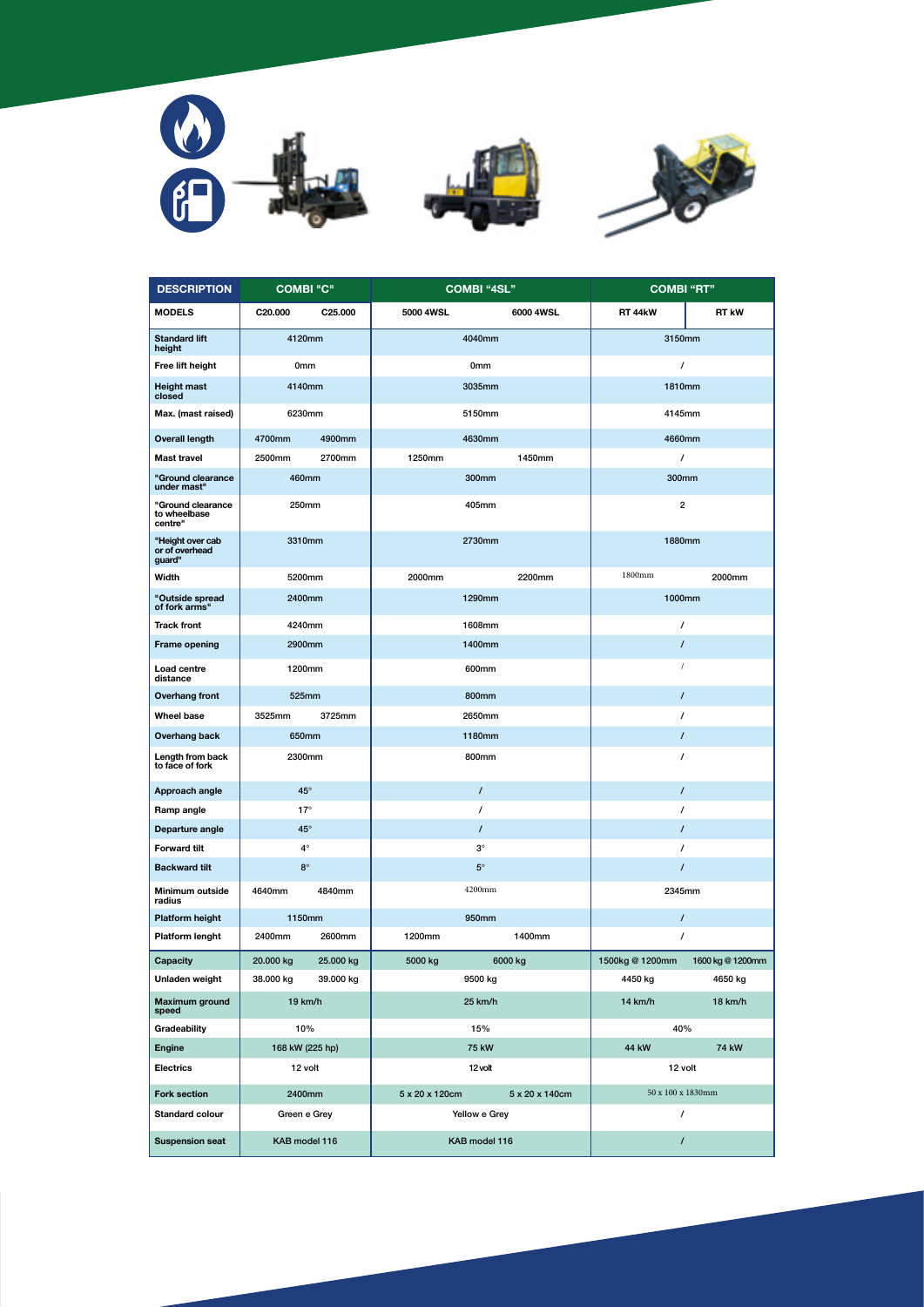| DESCRIPTION | COMBI "C" | | COMBI "4SL" | | COMBI "RT" | |
|---|---|---|---|---|---|---|
| MODELS | C20.000 | C25.000 | 5000 4WSL | 6000 4WSL | RT 44kW | RT kW |
| Standard lift height | 4120mm | | 4040mm | | 3150mm | |
| Free lift height | 0mm | | 0mm | | / | |
| Height mast closed | 4140mm | | 3035mm | | 1810mm | |
| Max. (mast raised) | 6230mm | | 5150mm | | 4145mm | |
| Overall length | 4700mm | 4900mm | 4630mm | | 4660mm | |
| Mast travel | 2500mm | 2700mm | 1250mm | 1450mm | / | |
| "Ground clearance under mast" | 460mm | | 300mm | | 300mm | |
| "Ground clearance to wheelbase centre" | 250mm | | 405mm | | 2 | |
| "Height over cab or of overhead guard" | 3310mm | | 2730mm | | 1880mm | |
| Width | 5200mm | | 2000mm | 2200mm | 1800mm | 2000mm |
| "Outside spread of fork arms" | 2400mm | | 1290mm | | 1000mm | |
| Track front | 4240mm | | 1608mm | | / | |
| Frame opening | 2900mm | | 1400mm | | / | |
| Load centre distance | 1200mm | | 600mm | | / | |
| Overhang front | 525mm | | 800mm | | / | |
| Wheel base | 3525mm | 3725mm | 2650mm | | / | |
| Overhang back | 650mm | | 1180mm | | / | |
| Length from back to face of fork | 2300mm | | 800mm | | / | |
| Approach angle | 45° | | / | | / | |
| Ramp angle | 17° | | / | | / | |
| Departure angle | 45° | | / | | / | |
| Forward tilt | 4° | | 3° | | / | |
| Backward tilt | 8° | | 5° | | / | |
| Minimum outside radius | 4640mm | 4840mm | 4200mm | | 2345mm | |
| Platform height | 1150mm | | 950mm | | / | |
| Platform lenght | 2400mm | 2600mm | 1200mm | 1400mm | / | |
| Capacity | 20.000 kg | 25.000 kg | 5000 kg | 6000 kg | 1500kg @ 1200mm | 1600 kg @ 1200mm |
| Unladen weight | 38.000 kg | 39.000 kg | 9500 kg | | 4450 kg | 4650 kg |
| Maximum ground speed | 19 km/h | | 25 km/h | | 14 km/h | 18 km/h |
| Gradeability | 10% | | 15% | | 40% | |
| Engine | 168 kW (225 hp) | | 75 kW | | 44 kW | 74 kW |
| Electrics | 12 volt | | 12 volt | | 12 volt | |
| Fork section | 2400mm | | 5 x 20 x 120cm | 5 x 20 x 140cm | 50 x 100 x 1830mm | |
| Standard colour | Green e Grey | | Yellow e Grey | | / | |
| Suspension seat | KAB model 116 | | KAB model 116 | | / | |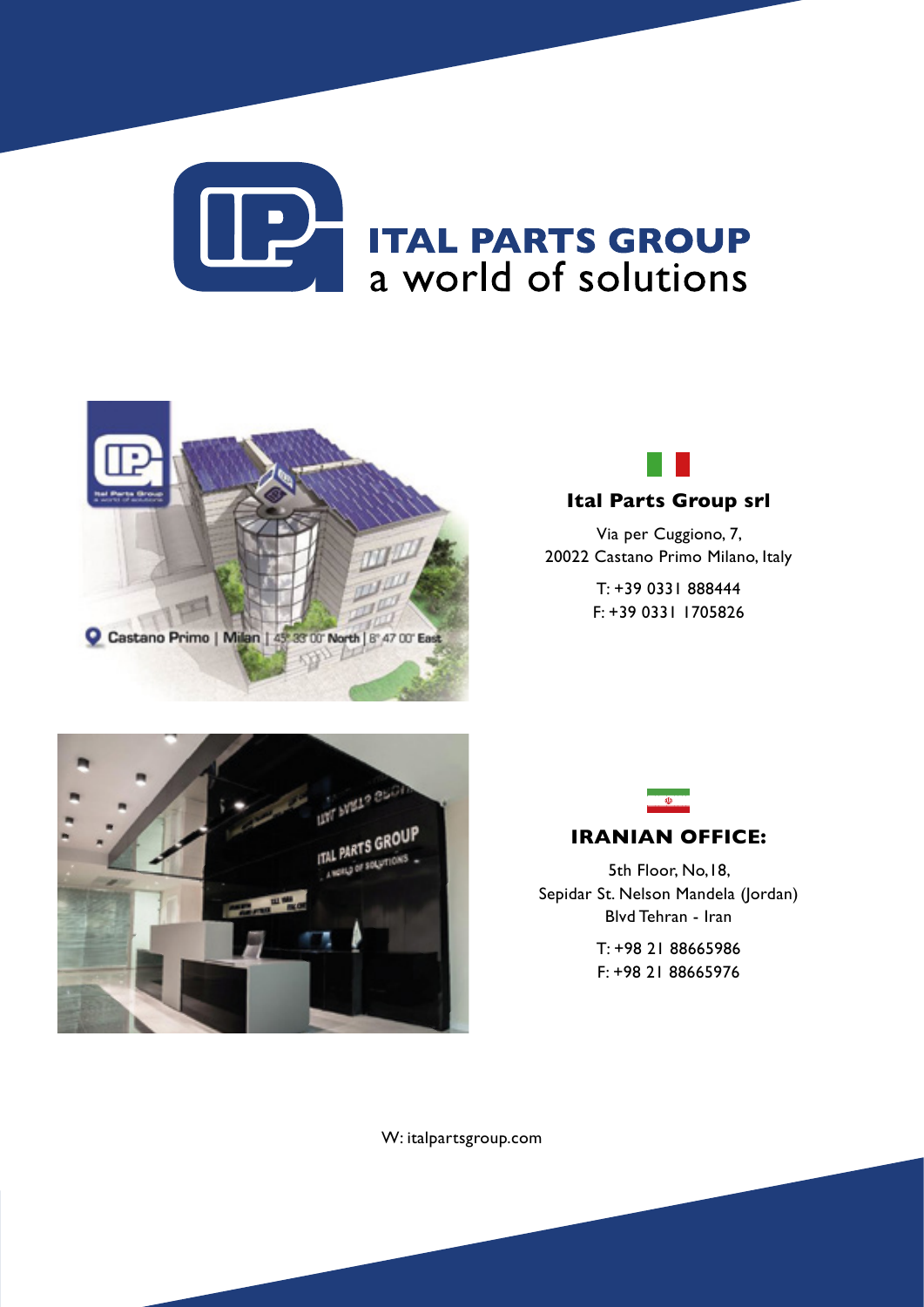# ITAL PARTS GROUP
a world of solutions

### Ital Parts Group srl

Via per Cuggiono, 7,
20022 Castano Primo Milano, Italy

T: +39 0331 888444
F: +39 0331 1705826

### IRANIAN OFFICE:

5th Floor, No,18,
Sepidar St. Nelson Mandela (Jordan)
Blvd Tehran - Iran

T: +98 21 88665986
F: +98 21 88665976

W: italpartsgroup.com